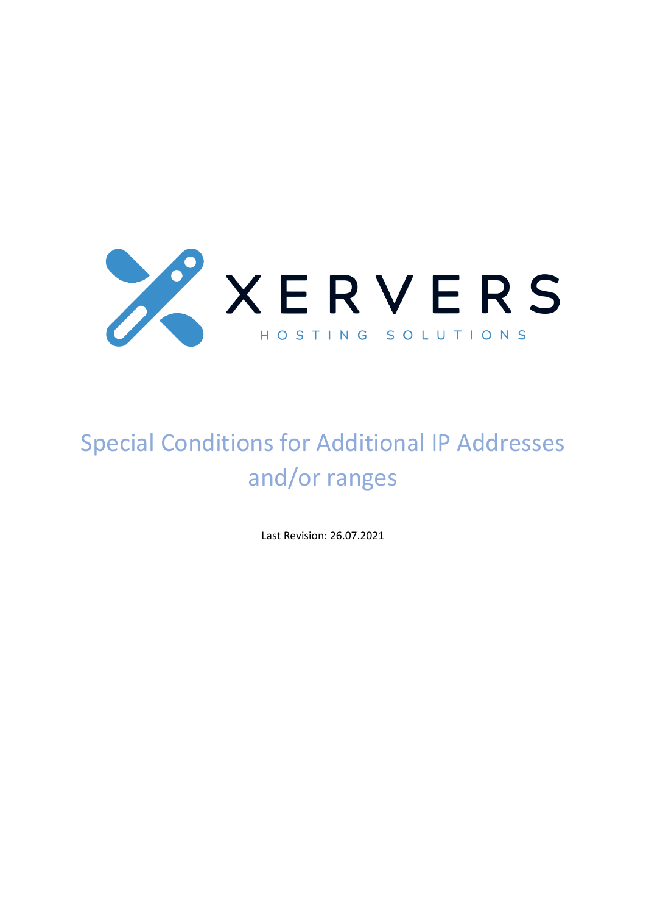XERVERS

HOSTING SOLUTIONS

# Special Conditions for Additional IP Addresses and/or ranges

Last Revision: 26.07.2021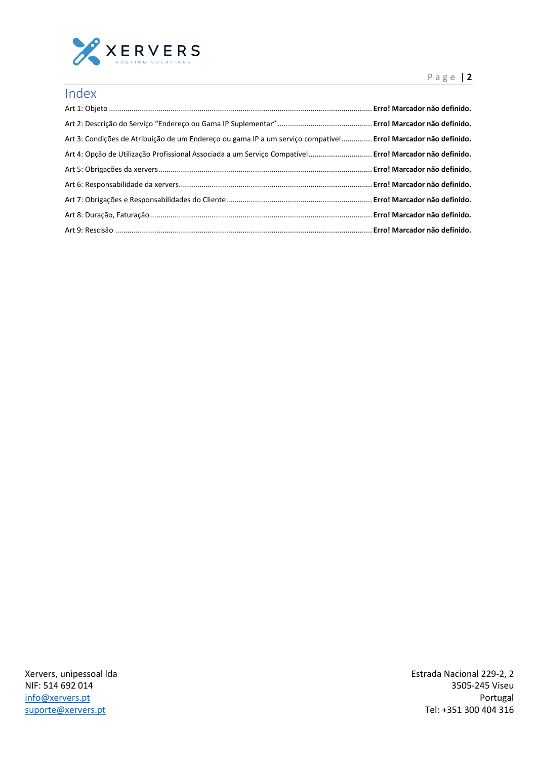# Index

Art 1: Objeto ..... **Erro! Marcador não definido.**

Art 2: Descrição do Serviço “Endereço ou Gama IP Suplementar” ..... **Erro! Marcador não definido.**

Art 3: Condições de Atribuição de um Endereço ou gama IP a um serviço compatível ..... **Erro! Marcador não definido.**

Art 4: Opção de Utilização Profissional Associada a um Serviço Compatível ..... **Erro! Marcador não definido.**

Art 5: Obrigações da xervers ..... **Erro! Marcador não definido.**

Art 6: Responsabilidade da xervers ..... **Erro! Marcador não definido.**

Art 7: Obrigações e Responsabilidades do Cliente ..... **Erro! Marcador não definido.**

Art 8: Duração, Faturação ..... **Erro! Marcador não definido.**

Art 9: Rescisão ..... **Erro! Marcador não definido.**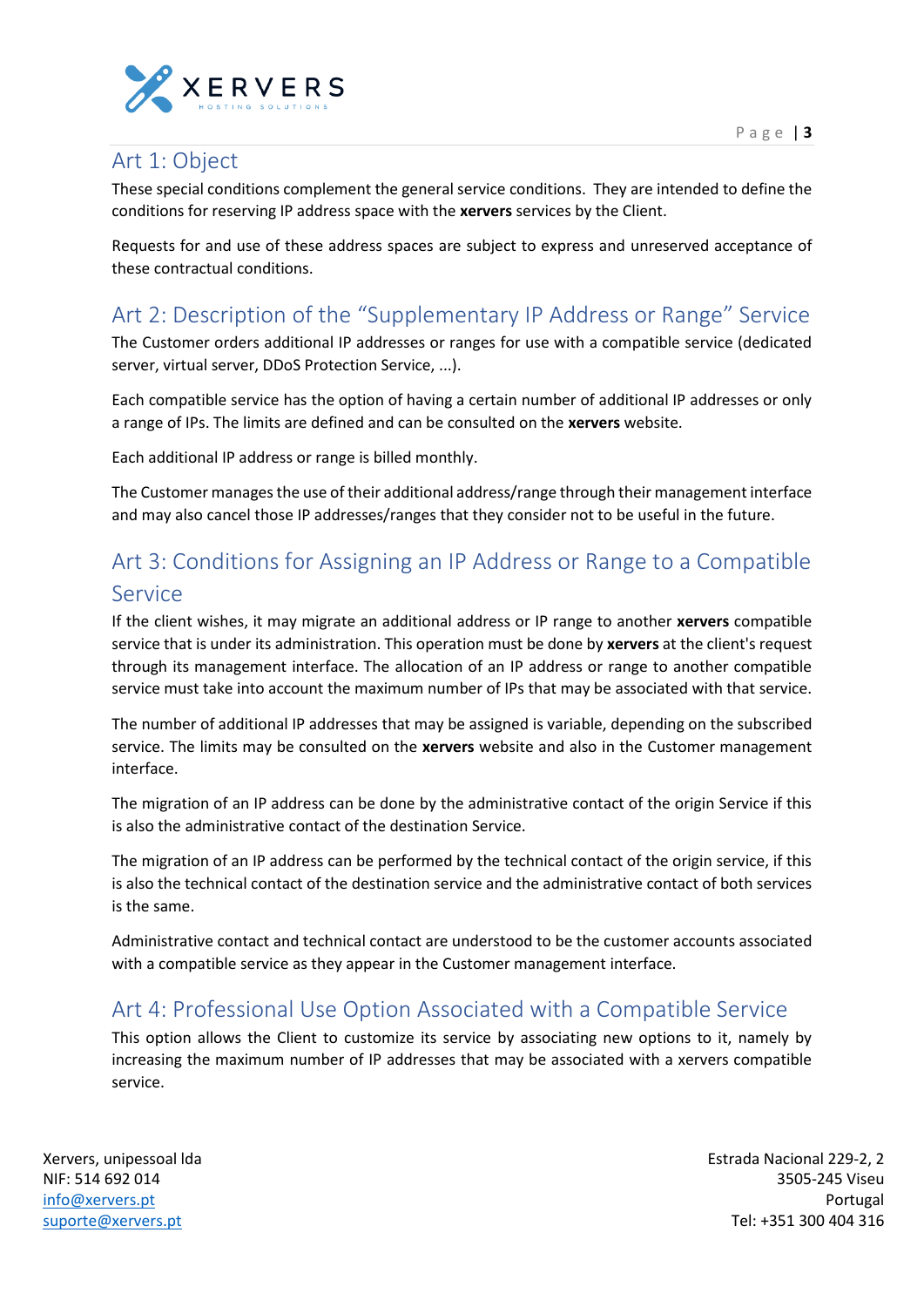## Art 1: Object

These special conditions complement the general service conditions. They are intended to define the conditions for reserving IP address space with the **xervers** services by the Client.

Requests for and use of these address spaces are subject to express and unreserved acceptance of these contractual conditions.

## Art 2: Description of the "Supplementary IP Address or Range" Service

The Customer orders additional IP addresses or ranges for use with a compatible service (dedicated server, virtual server, DDoS Protection Service, ...).

Each compatible service has the option of having a certain number of additional IP addresses or only a range of IPs. The limits are defined and can be consulted on the **xervers** website.

Each additional IP address or range is billed monthly.

The Customer manages the use of their additional address/range through their management interface and may also cancel those IP addresses/ranges that they consider not to be useful in the future.

## Art 3: Conditions for Assigning an IP Address or Range to a Compatible Service

If the client wishes, it may migrate an additional address or IP range to another **xervers** compatible service that is under its administration. This operation must be done by **xervers** at the client's request through its management interface. The allocation of an IP address or range to another compatible service must take into account the maximum number of IPs that may be associated with that service.

The number of additional IP addresses that may be assigned is variable, depending on the subscribed service. The limits may be consulted on the **xervers** website and also in the Customer management interface.

The migration of an IP address can be done by the administrative contact of the origin Service if this is also the administrative contact of the destination Service.

The migration of an IP address can be performed by the technical contact of the origin service, if this is also the technical contact of the destination service and the administrative contact of both services is the same.

Administrative contact and technical contact are understood to be the customer accounts associated with a compatible service as they appear in the Customer management interface.

## Art 4: Professional Use Option Associated with a Compatible Service

This option allows the Client to customize its service by associating new options to it, namely by increasing the maximum number of IP addresses that may be associated with a xervers compatible service.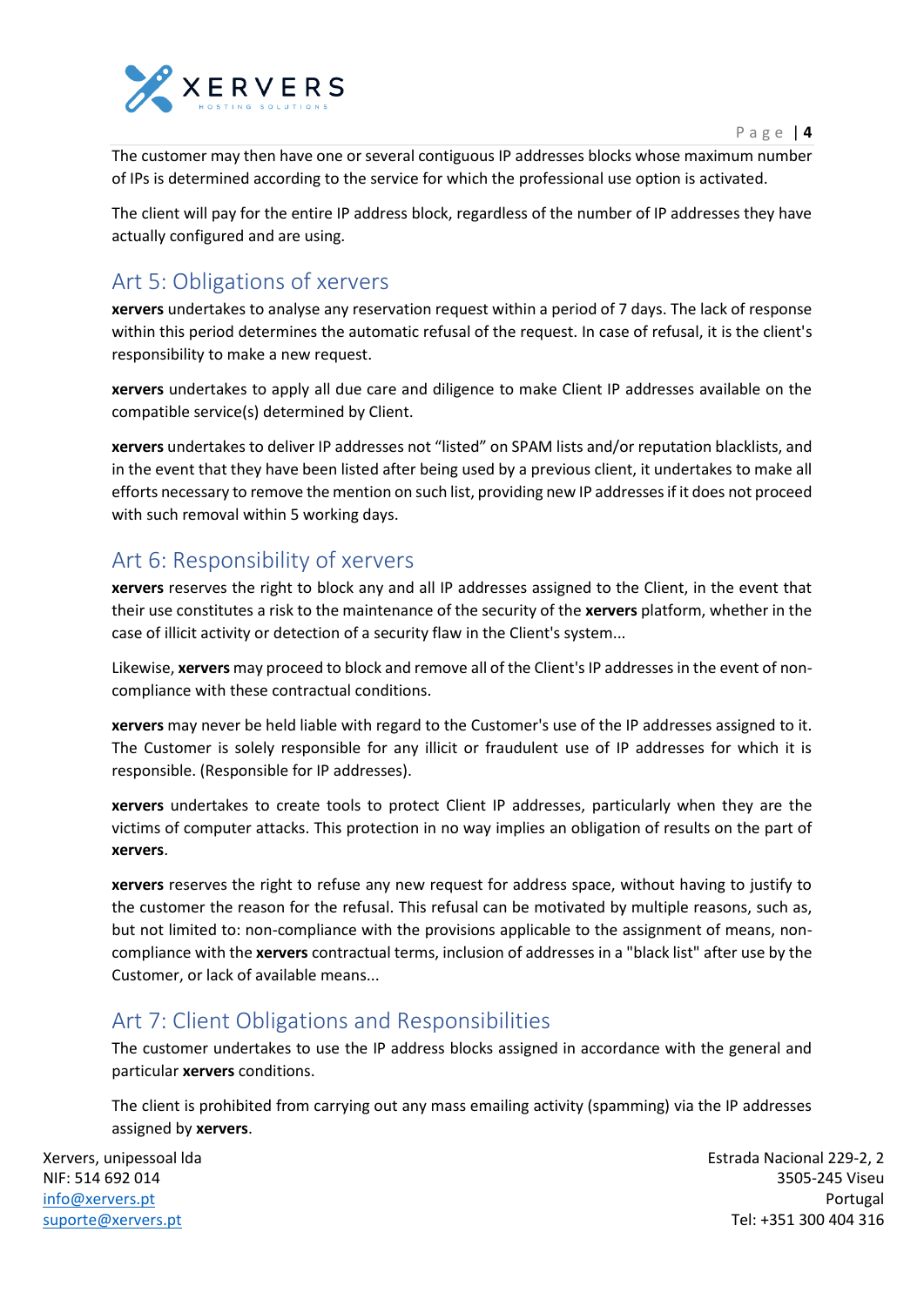The customer may then have one or several contiguous IP addresses blocks whose maximum number of IPs is determined according to the service for which the professional use option is activated.

The client will pay for the entire IP address block, regardless of the number of IP addresses they have actually configured and are using.

## Art 5: Obligations of xervers

**xervers** undertakes to analyse any reservation request within a period of 7 days. The lack of response within this period determines the automatic refusal of the request. In case of refusal, it is the client's responsibility to make a new request.

**xervers** undertakes to apply all due care and diligence to make Client IP addresses available on the compatible service(s) determined by Client.

**xervers** undertakes to deliver IP addresses not "listed" on SPAM lists and/or reputation blacklists, and in the event that they have been listed after being used by a previous client, it undertakes to make all efforts necessary to remove the mention on such list, providing new IP addresses if it does not proceed with such removal within 5 working days.

## Art 6: Responsibility of xervers

**xervers** reserves the right to block any and all IP addresses assigned to the Client, in the event that their use constitutes a risk to the maintenance of the security of the **xervers** platform, whether in the case of illicit activity or detection of a security flaw in the Client's system...

Likewise, **xervers** may proceed to block and remove all of the Client's IP addresses in the event of non-compliance with these contractual conditions.

**xervers** may never be held liable with regard to the Customer's use of the IP addresses assigned to it. The Customer is solely responsible for any illicit or fraudulent use of IP addresses for which it is responsible. (Responsible for IP addresses).

**xervers** undertakes to create tools to protect Client IP addresses, particularly when they are the victims of computer attacks. This protection in no way implies an obligation of results on the part of **xervers**.

**xervers** reserves the right to refuse any new request for address space, without having to justify to the customer the reason for the refusal. This refusal can be motivated by multiple reasons, such as, but not limited to: non-compliance with the provisions applicable to the assignment of means, non-compliance with the **xervers** contractual terms, inclusion of addresses in a "black list" after use by the Customer, or lack of available means...

## Art 7: Client Obligations and Responsibilities

The customer undertakes to use the IP address blocks assigned in accordance with the general and particular **xervers** conditions.

The client is prohibited from carrying out any mass emailing activity (spamming) via the IP addresses assigned by **xervers**.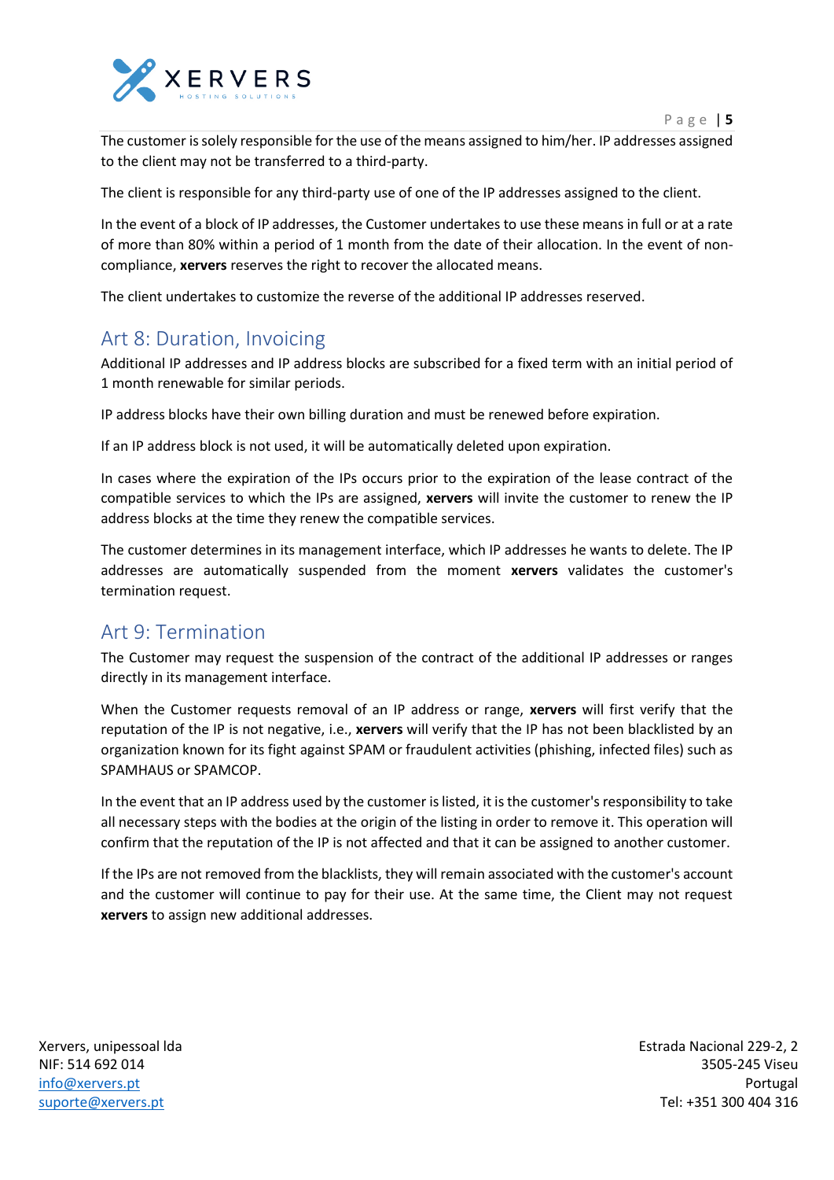The customer is solely responsible for the use of the means assigned to him/her. IP addresses assigned to the client may not be transferred to a third-party.

The client is responsible for any third-party use of one of the IP addresses assigned to the client.

In the event of a block of IP addresses, the Customer undertakes to use these means in full or at a rate of more than 80% within a period of 1 month from the date of their allocation. In the event of non-compliance, **xervers** reserves the right to recover the allocated means.

The client undertakes to customize the reverse of the additional IP addresses reserved.

## Art 8: Duration, Invoicing

Additional IP addresses and IP address blocks are subscribed for a fixed term with an initial period of 1 month renewable for similar periods.

IP address blocks have their own billing duration and must be renewed before expiration.

If an IP address block is not used, it will be automatically deleted upon expiration.

In cases where the expiration of the IPs occurs prior to the expiration of the lease contract of the compatible services to which the IPs are assigned, **xervers** will invite the customer to renew the IP address blocks at the time they renew the compatible services.

The customer determines in its management interface, which IP addresses he wants to delete. The IP addresses are automatically suspended from the moment **xervers** validates the customer's termination request.

## Art 9: Termination

The Customer may request the suspension of the contract of the additional IP addresses or ranges directly in its management interface.

When the Customer requests removal of an IP address or range, **xervers** will first verify that the reputation of the IP is not negative, i.e., **xervers** will verify that the IP has not been blacklisted by an organization known for its fight against SPAM or fraudulent activities (phishing, infected files) such as SPAMHAUS or SPAMCOP.

In the event that an IP address used by the customer is listed, it is the customer's responsibility to take all necessary steps with the bodies at the origin of the listing in order to remove it. This operation will confirm that the reputation of the IP is not affected and that it can be assigned to another customer.

If the IPs are not removed from the blacklists, they will remain associated with the customer's account and the customer will continue to pay for their use. At the same time, the Client may not request **xervers** to assign new additional addresses.